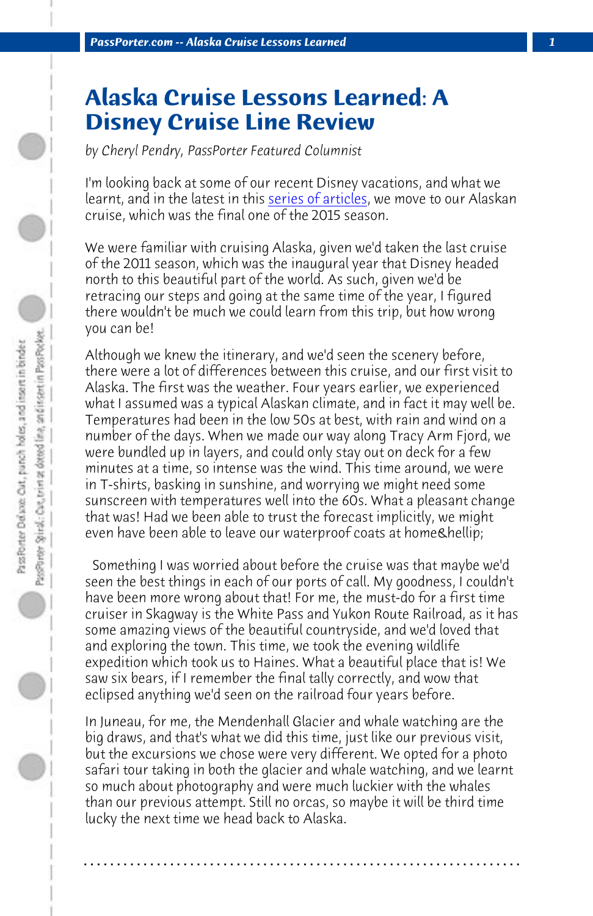# Alaska Cruise Lessons Learned: A Disney Cruise Line Review

*by Cheryl Pendry, PassPorter Featured Columnist*

I'm looking back at some of our recent Disney vacations, and what we learnt, and in the latest in this series of articles, we move to our Alaskan cruise, which was the final one of the 2015 season.

We were familiar with cruising Alaska, given we'd taken the last cruise of the 2011 season, which was the inaugural year that Disney headed north to this beautiful part of the world. As such, given we'd be retracing our steps and going at the same time of the year, I figured there wouldn't be much we could learn from this trip, but how wrong you can be!

Although we knew the itinerary, and we'd seen the scenery before, there were a lot of differences between this cruise, and our first visit to Alaska. The first was the weather. Four years earlier, we experienced what I assumed was a typical Alaskan climate, and in fact it may well be. Temperatures had been in the low 50s at best, with rain and wind on a number of the days. When we made our way along Tracy Arm Fjord, we were bundled up in layers, and could only stay out on deck for a few minutes at a time, so intense was the wind. This time around, we were in T-shirts, basking in sunshine, and worrying we might need some sunscreen with temperatures well into the 60s. What a pleasant change that was! Had we been able to trust the forecast implicitly, we might even have been able to leave our waterproof coats at home&hellip;

Something I was worried about before the cruise was that maybe we'd seen the best things in each of our ports of call. My goodness, I couldn't have been more wrong about that! For me, the must-do for a first time cruiser in Skagway is the White Pass and Yukon Route Railroad, as it has some amazing views of the beautiful countryside, and we'd loved that and exploring the town. This time, we took the evening wildlife expedition which took us to Haines. What a beautiful place that is! We saw six bears, if I remember the final tally correctly, and wow that eclipsed anything we'd seen on the railroad four years before.

In Juneau, for me, the Mendenhall Glacier and whale watching are the big draws, and that's what we did this time, just like our previous visit, but the excursions we chose were very different. We opted for a photo safari tour taking in both the glacier and whale watching, and we learnt so much about photography and were much luckier with the whales than our previous attempt. Still no orcas, so maybe it will be third time lucky the next time we head back to Alaska.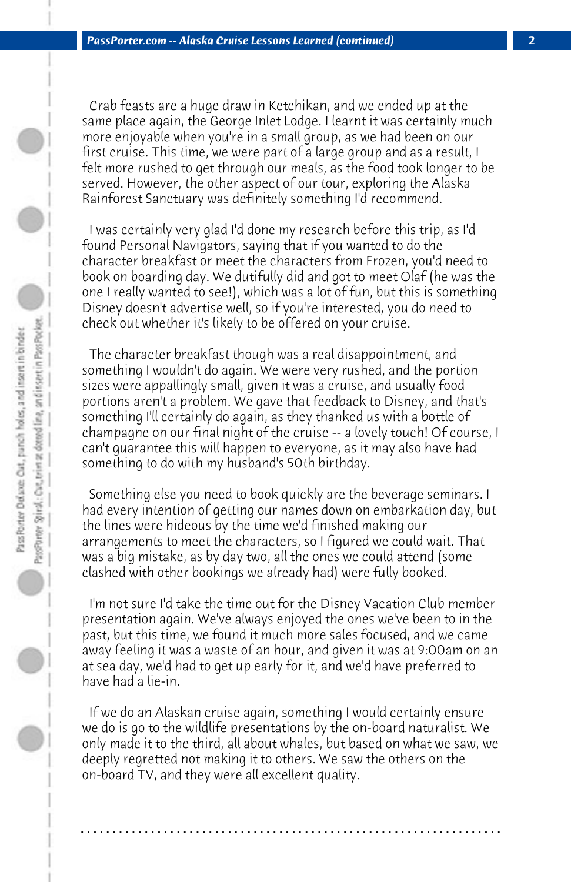Crab feasts are a huge draw in Ketchikan, and we ended up at the same place again, the George Inlet Lodge. I learnt it was certainly much more enjoyable when you're in a small group, as we had been on our first cruise. This time, we were part of a large group and as a result, I felt more rushed to get through our meals, as the food took longer to be served. However, the other aspect of our tour, exploring the Alaska Rainforest Sanctuary was definitely something I'd recommend.

I was certainly very glad I'd done my research before this trip, as I'd found Personal Navigators, saying that if you wanted to do the character breakfast or meet the characters from Frozen, you'd need to book on boarding day. We dutifully did and got to meet Olaf (he was the one I really wanted to see!), which was a lot of fun, but this is something Disney doesn't advertise well, so if you're interested, you do need to check out whether it's likely to be offered on your cruise.

The character breakfast though was a real disappointment, and something I wouldn't do again. We were very rushed, and the portion sizes were appallingly small, given it was a cruise, and usually food portions aren't a problem. We gave that feedback to Disney, and that's something I'll certainly do again, as they thanked us with a bottle of champagne on our final night of the cruise -- a lovely touch! Of course, I can't guarantee this will happen to everyone, as it may also have had something to do with my husband's 50th birthday.

Something else you need to book quickly are the beverage seminars. I had every intention of getting our names down on embarkation day, but the lines were hideous by the time we'd finished making our arrangements to meet the characters, so I figured we could wait. That was a big mistake, as by day two, all the ones we could attend (some clashed with other bookings we already had) were fully booked.

I'm not sure I'd take the time out for the Disney Vacation Club member presentation again. We've always enjoyed the ones we've been to in the past, but this time, we found it much more sales focused, and we came away feeling it was a waste of an hour, and given it was at 9:00am on an at sea day, we'd had to get up early for it, and we'd have preferred to have had a lie-in.

If we do an Alaskan cruise again, something I would certainly ensure we do is go to the wildlife presentations by the on-board naturalist. We only made it to the third, all about whales, but based on what we saw, we deeply regretted not making it to others. We saw the others on the on-board TV, and they were all excellent quality.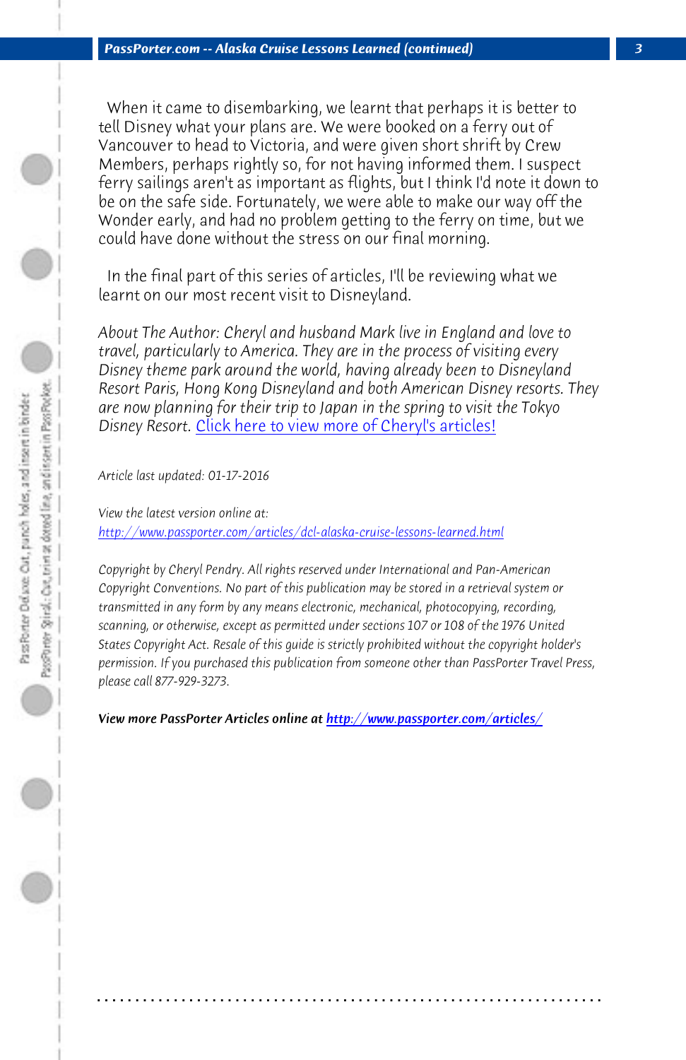When it came to disembarking, we learnt that perhaps it is better to tell Disney what your plans are. We were booked on a ferry out of Vancouver to head to Victoria, and were given short shrift by Crew Members, perhaps rightly so, for not having informed them. I suspect ferry sailings aren't as important as flights, but I think I'd note it down to be on the safe side. Fortunately, we were able to make our way off the Wonder early, and had no problem getting to the ferry on time, but we could have done without the stress on our final morning.

In the final part of this series of articles, I'll be reviewing what we learnt on our most recent visit to Disneyland.

*About The Author: Cheryl and husband Mark live in England and love to travel, particularly to America. They are in the process of visiting every Disney theme park around the world, having already been to Disneyland Resort Paris, Hong Kong Disneyland and both American Disney resorts. They are now planning for their trip to Japan in the spring to visit the Tokyo Disney Resort.* Click here to view more of Cheryl's articles!

*Article last updated: 01-17-2016*

*View the latest version online at:*
*http://www.passporter.com/articles/dcl-alaska-cruise-lessons-learned.html*

*Copyright by Cheryl Pendry. All rights reserved under International and Pan-American Copyright Conventions. No part of this publication may be stored in a retrieval system or transmitted in any form by any means electronic, mechanical, photocopying, recording, scanning, or otherwise, except as permitted under sections 107 or 108 of the 1976 United States Copyright Act. Resale of this guide is strictly prohibited without the copyright holder's permission. If you purchased this publication from someone other than PassPorter Travel Press, please call 877-929-3273.*

***View more PassPorter Articles online at http://www.passporter.com/articles/***